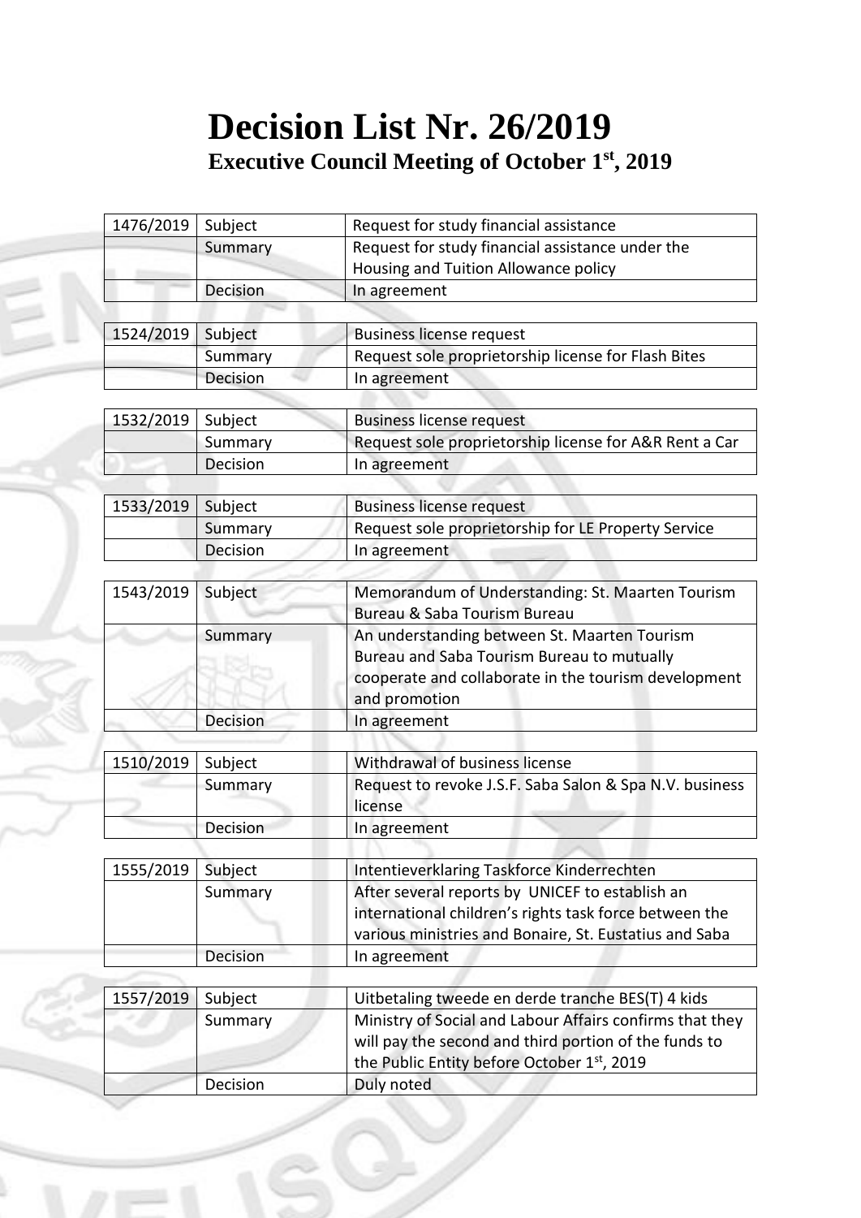# Decision List Nr. 26/2019

## Executive Council Meeting of October 1st, 2019

| 1476/2019 | Subject | Request for study financial assistance |
|---|---|---|
| | Summary | Request for study financial assistance under the Housing and Tuition Allowance policy |
| | Decision | In agreement |

| 1524/2019 | Subject | Business license request |
|---|---|---|
| | Summary | Request sole proprietorship license for Flash Bites |
| | Decision | In agreement |

| 1532/2019 | Subject | Business license request |
|---|---|---|
| | Summary | Request sole proprietorship license for A&R Rent a Car |
| | Decision | In agreement |

| 1533/2019 | Subject | Business license request |
|---|---|---|
| | Summary | Request sole proprietorship for LE Property Service |
| | Decision | In agreement |

| 1543/2019 | Subject | Memorandum of Understanding: St. Maarten Tourism Bureau & Saba Tourism Bureau |
|---|---|---|
| | Summary | An understanding between St. Maarten Tourism Bureau and Saba Tourism Bureau to mutually cooperate and collaborate in the tourism development and promotion |
| | Decision | In agreement |

| 1510/2019 | Subject | Withdrawal of business license |
|---|---|---|
| | Summary | Request to revoke J.S.F. Saba Salon & Spa N.V. business license |
| | Decision | In agreement |

| 1555/2019 | Subject | Intentieverklaring Taskforce Kinderrechten |
|---|---|---|
| | Summary | After several reports by UNICEF to establish an international children's rights task force between the various ministries and Bonaire, St. Eustatius and Saba |
| | Decision | In agreement |

| 1557/2019 | Subject | Uitbetaling tweede en derde tranche BES(T) 4 kids |
|---|---|---|
| | Summary | Ministry of Social and Labour Affairs confirms that they will pay the second and third portion of the funds to the Public Entity before October 1st, 2019 |
| | Decision | Duly noted |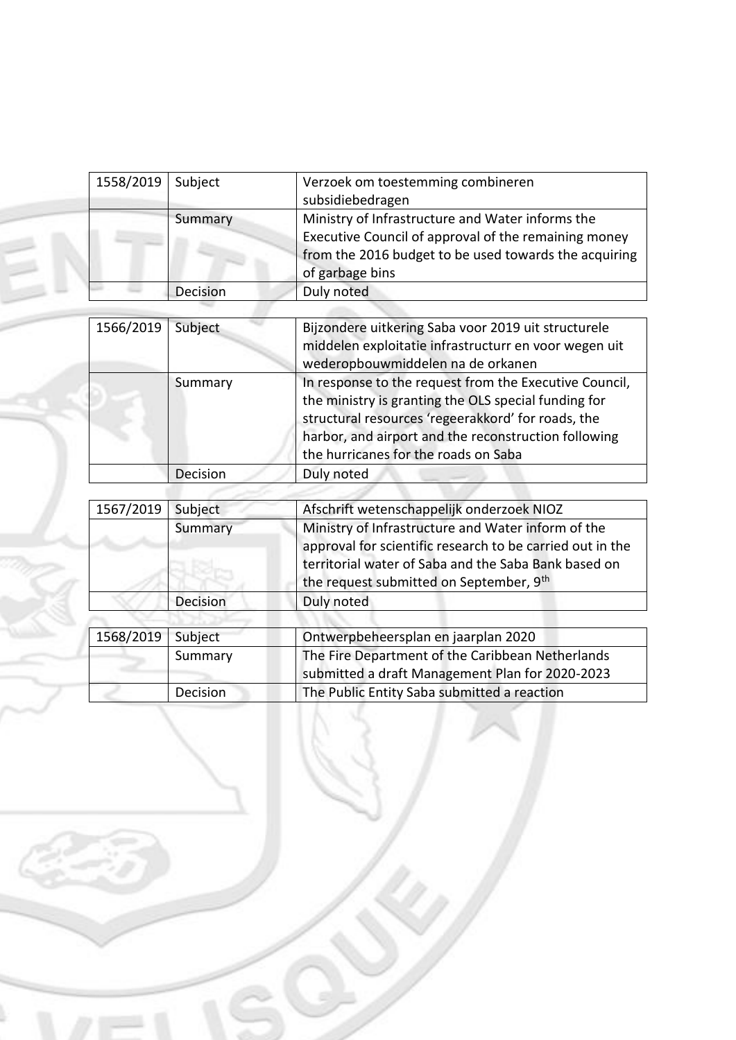| | | |
|---|---|---|
| 1558/2019 | Subject | Verzoek om toestemming combineren subsidiebedragen |
| | Summary | Ministry of Infrastructure and Water informs the Executive Council of approval of the remaining money from the 2016 budget to be used towards the acquiring of garbage bins |
| | Decision | Duly noted |

| | | |
|---|---|---|
| 1566/2019 | Subject | Bijzondere uitkering Saba voor 2019 uit structurele middelen exploitatie infrastructurr en voor wegen uit wederopbouwmiddelen na de orkanen |
| | Summary | In response to the request from the Executive Council, the ministry is granting the OLS special funding for structural resources 'regeerakkord' for roads, the harbor, and airport and the reconstruction following the hurricanes for the roads on Saba |
| | Decision | Duly noted |

| | | |
|---|---|---|
| 1567/2019 | Subject | Afschrift wetenschappelijk onderzoek NIOZ |
| | Summary | Ministry of Infrastructure and Water inform of the approval for scientific research to be carried out in the territorial water of Saba and the Saba Bank based on the request submitted on September, 9th |
| | Decision | Duly noted |

| | | |
|---|---|---|
| 1568/2019 | Subject | Ontwerpbeheersplan en jaarplan 2020 |
| | Summary | The Fire Department of the Caribbean Netherlands submitted a draft Management Plan for 2020-2023 |
| | Decision | The Public Entity Saba submitted a reaction |